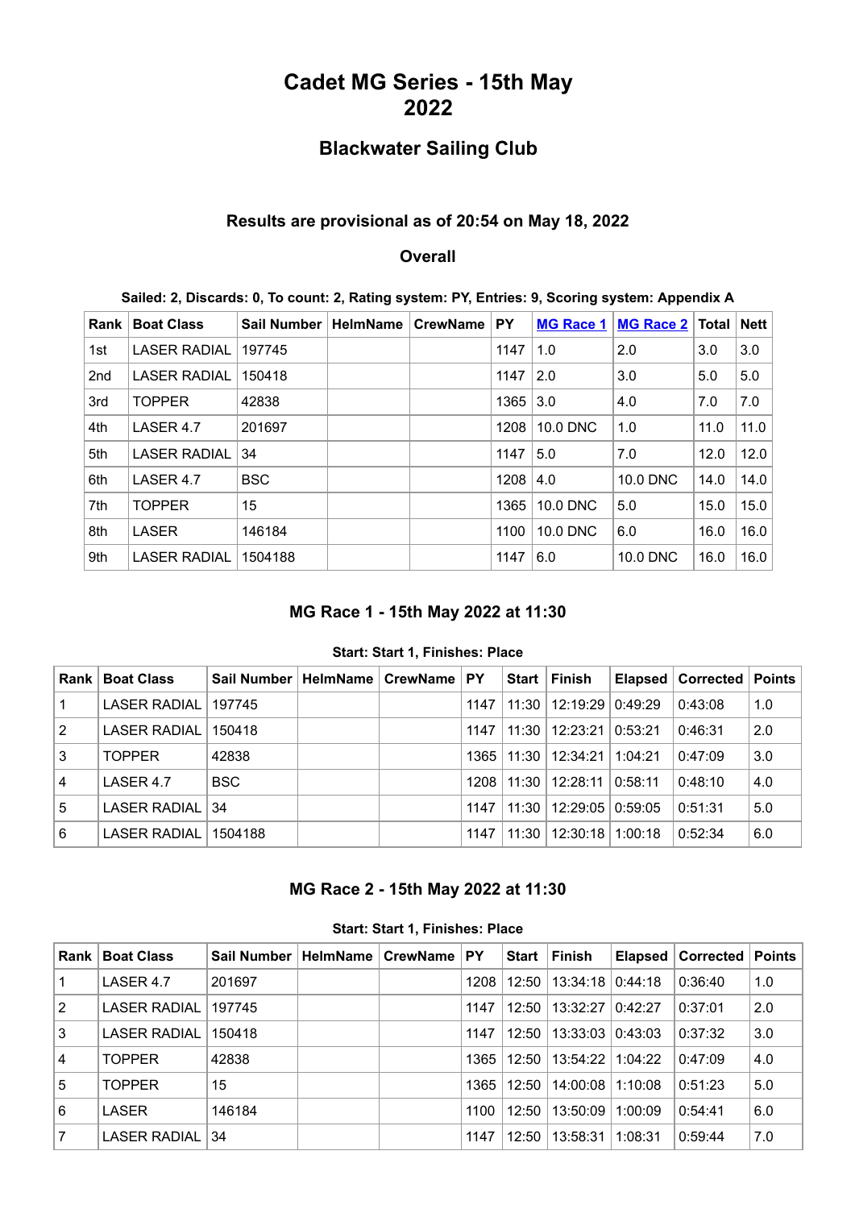# Cadet MG Series - 15th May 2022

## Blackwater Sailing Club

### Results are provisional as of 20:54 on May 18, 2022

### Overall

**Sailed: 2, Discards: 0, To count: 2, Rating system: PY, Entries: 9, Scoring system: Appendix A**

| Rank | Boat Class | Sail Number | HelmName | CrewName | PY | MG Race 1 | MG Race 2 | Total | Nett |
|---|---|---|---|---|---|---|---|---|---|
| 1st | LASER RADIAL | 197745 | | | 1147 | 1.0 | 2.0 | 3.0 | 3.0 |
| 2nd | LASER RADIAL | 150418 | | | 1147 | 2.0 | 3.0 | 5.0 | 5.0 |
| 3rd | TOPPER | 42838 | | | 1365 | 3.0 | 4.0 | 7.0 | 7.0 |
| 4th | LASER 4.7 | 201697 | | | 1208 | 10.0 DNC | 1.0 | 11.0 | 11.0 |
| 5th | LASER RADIAL | 34 | | | 1147 | 5.0 | 7.0 | 12.0 | 12.0 |
| 6th | LASER 4.7 | BSC | | | 1208 | 4.0 | 10.0 DNC | 14.0 | 14.0 |
| 7th | TOPPER | 15 | | | 1365 | 10.0 DNC | 5.0 | 15.0 | 15.0 |
| 8th | LASER | 146184 | | | 1100 | 10.0 DNC | 6.0 | 16.0 | 16.0 |
| 9th | LASER RADIAL | 1504188 | | | 1147 | 6.0 | 10.0 DNC | 16.0 | 16.0 |

### MG Race 1 - 15th May 2022 at 11:30

**Start: Start 1, Finishes: Place**

| Rank | Boat Class | Sail Number | HelmName | CrewName | PY | Start | Finish | Elapsed | Corrected | Points |
|---|---|---|---|---|---|---|---|---|---|---|
| 1 | LASER RADIAL | 197745 | | | 1147 | 11:30 | 12:19:29 | 0:49:29 | 0:43:08 | 1.0 |
| 2 | LASER RADIAL | 150418 | | | 1147 | 11:30 | 12:23:21 | 0:53:21 | 0:46:31 | 2.0 |
| 3 | TOPPER | 42838 | | | 1365 | 11:30 | 12:34:21 | 1:04:21 | 0:47:09 | 3.0 |
| 4 | LASER 4.7 | BSC | | | 1208 | 11:30 | 12:28:11 | 0:58:11 | 0:48:10 | 4.0 |
| 5 | LASER RADIAL | 34 | | | 1147 | 11:30 | 12:29:05 | 0:59:05 | 0:51:31 | 5.0 |
| 6 | LASER RADIAL | 1504188 | | | 1147 | 11:30 | 12:30:18 | 1:00:18 | 0:52:34 | 6.0 |

### MG Race 2 - 15th May 2022 at 11:30

**Start: Start 1, Finishes: Place**

| Rank | Boat Class | Sail Number | HelmName | CrewName | PY | Start | Finish | Elapsed | Corrected | Points |
|---|---|---|---|---|---|---|---|---|---|---|
| 1 | LASER 4.7 | 201697 | | | 1208 | 12:50 | 13:34:18 | 0:44:18 | 0:36:40 | 1.0 |
| 2 | LASER RADIAL | 197745 | | | 1147 | 12:50 | 13:32:27 | 0:42:27 | 0:37:01 | 2.0 |
| 3 | LASER RADIAL | 150418 | | | 1147 | 12:50 | 13:33:03 | 0:43:03 | 0:37:32 | 3.0 |
| 4 | TOPPER | 42838 | | | 1365 | 12:50 | 13:54:22 | 1:04:22 | 0:47:09 | 4.0 |
| 5 | TOPPER | 15 | | | 1365 | 12:50 | 14:00:08 | 1:10:08 | 0:51:23 | 5.0 |
| 6 | LASER | 146184 | | | 1100 | 12:50 | 13:50:09 | 1:00:09 | 0:54:41 | 6.0 |
| 7 | LASER RADIAL | 34 | | | 1147 | 12:50 | 13:58:31 | 1:08:31 | 0:59:44 | 7.0 |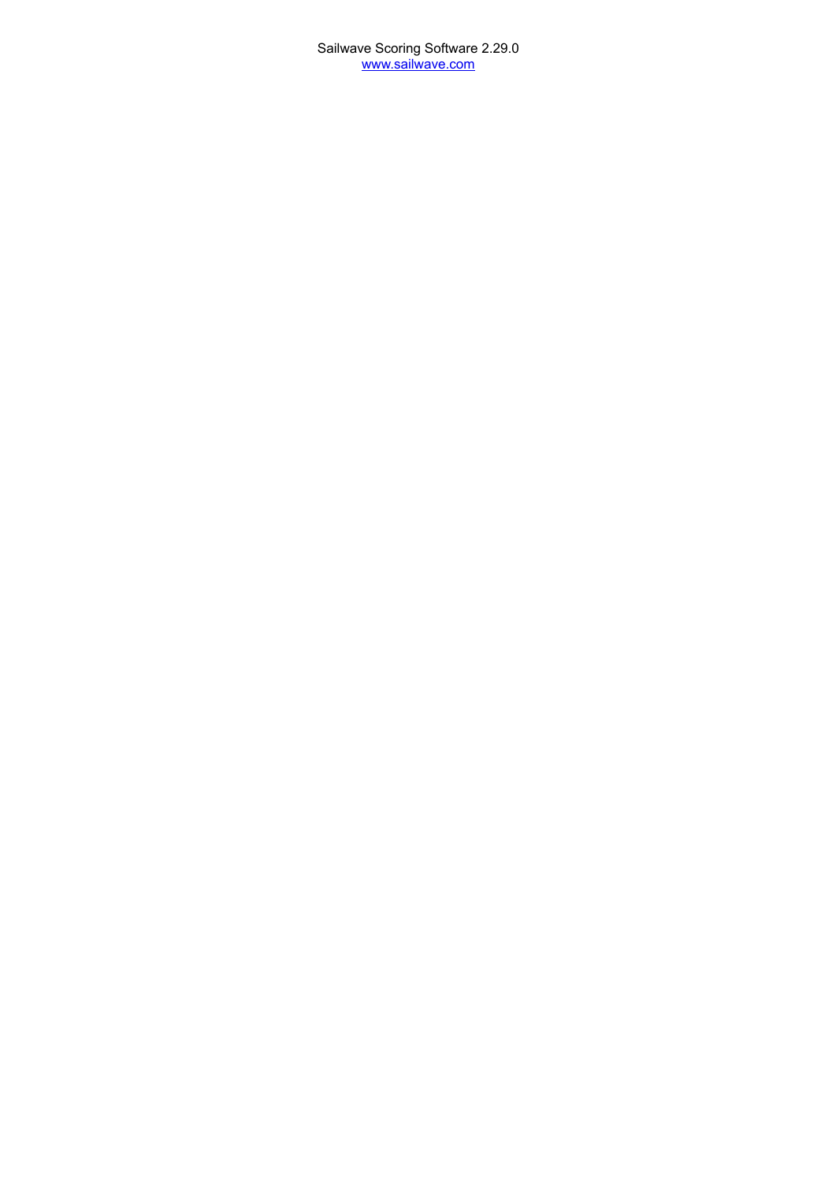Sailwave Scoring Software 2.29.0
[www.sailwave.com](http://www.sailwave.com)